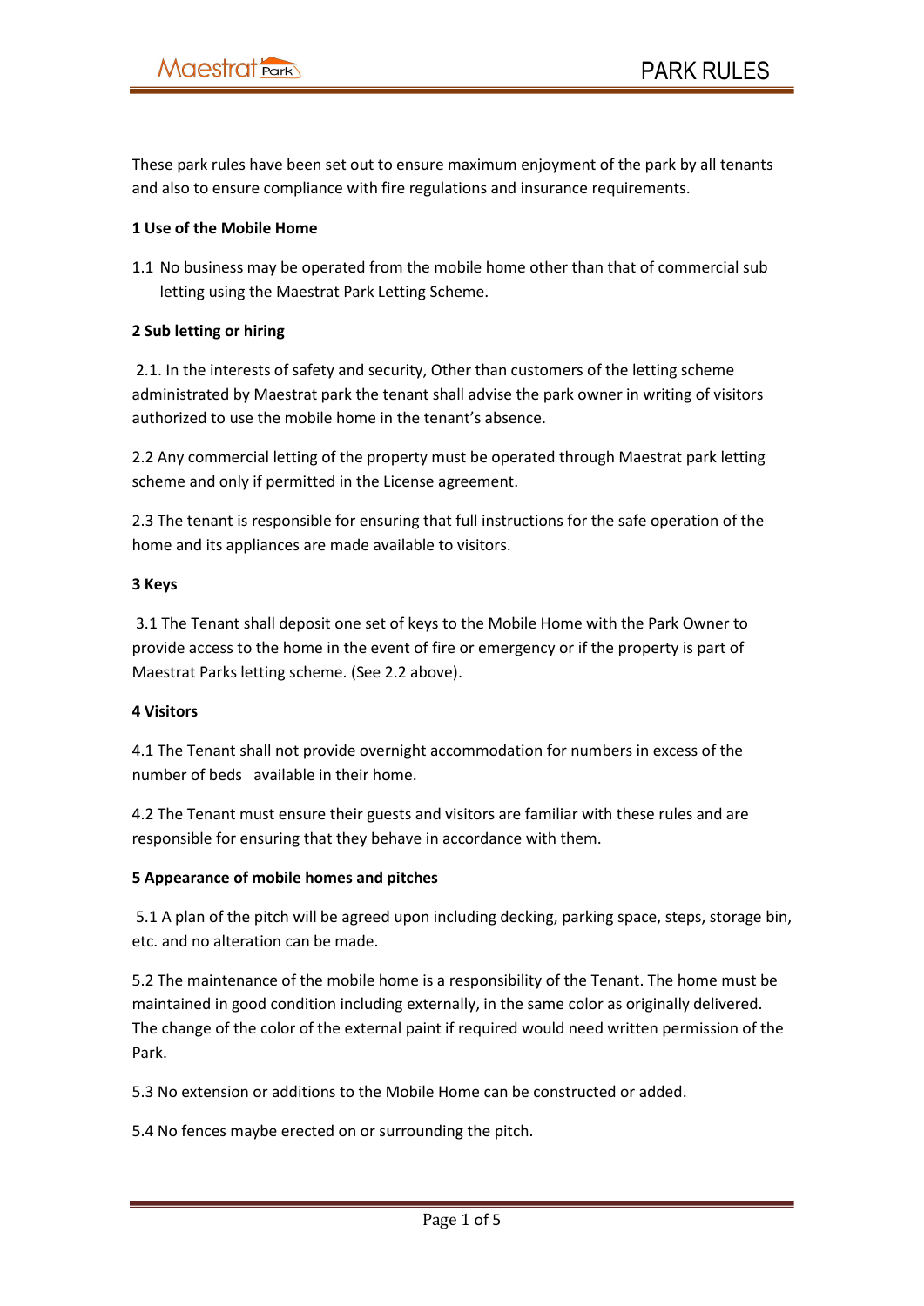These park rules have been set out to ensure maximum enjoyment of the park by all tenants and also to ensure compliance with fire regulations and insurance requirements.

**1 Use of the Mobile Home**

1.1 No business may be operated from the mobile home other than that of commercial sub letting using the Maestrat Park Letting Scheme.

**2 Sub letting or hiring**

2.1. In the interests of safety and security, Other than customers of the letting scheme administrated by Maestrat park the tenant shall advise the park owner in writing of visitors authorized to use the mobile home in the tenant's absence.

2.2 Any commercial letting of the property must be operated through Maestrat park letting scheme and only if permitted in the License agreement.

2.3 The tenant is responsible for ensuring that full instructions for the safe operation of the home and its appliances are made available to visitors.

**3 Keys**

3.1 The Tenant shall deposit one set of keys to the Mobile Home with the Park Owner to provide access to the home in the event of fire or emergency or if the property is part of Maestrat Parks letting scheme. (See 2.2 above).

**4 Visitors**

4.1 The Tenant shall not provide overnight accommodation for numbers in excess of the number of beds available in their home.

4.2 The Tenant must ensure their guests and visitors are familiar with these rules and are responsible for ensuring that they behave in accordance with them.

**5 Appearance of mobile homes and pitches**

5.1 A plan of the pitch will be agreed upon including decking, parking space, steps, storage bin, etc. and no alteration can be made.

5.2 The maintenance of the mobile home is a responsibility of the Tenant. The home must be maintained in good condition including externally, in the same color as originally delivered. The change of the color of the external paint if required would need written permission of the Park.

5.3 No extension or additions to the Mobile Home can be constructed or added.

5.4 No fences maybe erected on or surrounding the pitch.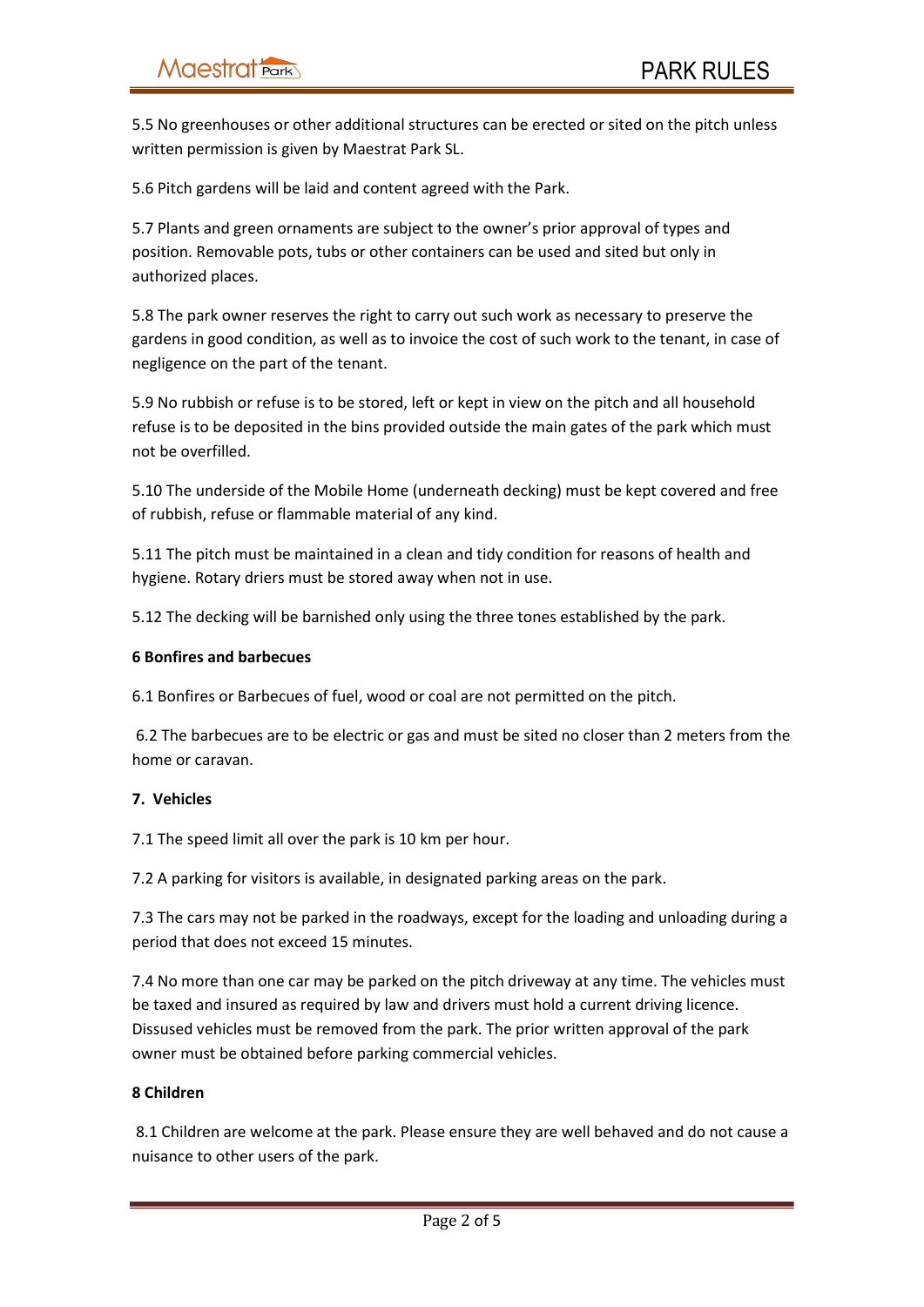5.5 No greenhouses or other additional structures can be erected or sited on the pitch unless written permission is given by Maestrat Park SL.

5.6 Pitch gardens will be laid and content agreed with the Park.

5.7 Plants and green ornaments are subject to the owner's prior approval of types and position. Removable pots, tubs or other containers can be used and sited but only in authorized places.

5.8 The park owner reserves the right to carry out such work as necessary to preserve the gardens in good condition, as well as to invoice the cost of such work to the tenant, in case of negligence on the part of the tenant.

5.9 No rubbish or refuse is to be stored, left or kept in view on the pitch and all household refuse is to be deposited in the bins provided outside the main gates of the park which must not be overfilled.

5.10 The underside of the Mobile Home (underneath decking) must be kept covered and free of rubbish, refuse or flammable material of any kind.

5.11 The pitch must be maintained in a clean and tidy condition for reasons of health and hygiene. Rotary driers must be stored away when not in use.

5.12 The decking will be barnished only using the three tones established by the park.

**6 Bonfires and barbecues**

6.1 Bonfires or Barbecues of fuel, wood or coal are not permitted on the pitch.

6.2 The barbecues are to be electric or gas and must be sited no closer than 2 meters from the home or caravan.

**7. Vehicles**

7.1 The speed limit all over the park is 10 km per hour.

7.2 A parking for visitors is available, in designated parking areas on the park.

7.3 The cars may not be parked in the roadways, except for the loading and unloading during a period that does not exceed 15 minutes.

7.4 No more than one car may be parked on the pitch driveway at any time. The vehicles must be taxed and insured as required by law and drivers must hold a current driving licence. Dissused vehicles must be removed from the park. The prior written approval of the park owner must be obtained before parking commercial vehicles.

**8 Children**

8.1 Children are welcome at the park. Please ensure they are well behaved and do not cause a nuisance to other users of the park.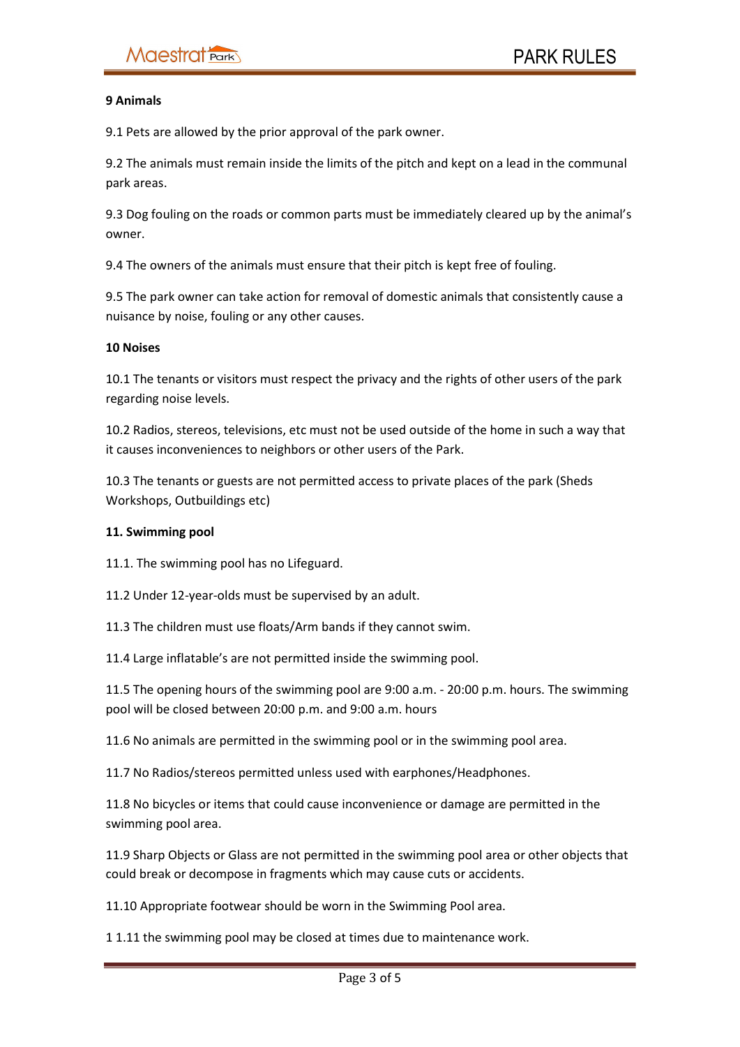**9 Animals**

9.1 Pets are allowed by the prior approval of the park owner.

9.2 The animals must remain inside the limits of the pitch and kept on a lead in the communal park areas.

9.3 Dog fouling on the roads or common parts must be immediately cleared up by the animal's owner.

9.4 The owners of the animals must ensure that their pitch is kept free of fouling.

9.5 The park owner can take action for removal of domestic animals that consistently cause a nuisance by noise, fouling or any other causes.

**10 Noises**

10.1 The tenants or visitors must respect the privacy and the rights of other users of the park regarding noise levels.

10.2 Radios, stereos, televisions, etc must not be used outside of the home in such a way that it causes inconveniences to neighbors or other users of the Park.

10.3 The tenants or guests are not permitted access to private places of the park (Sheds Workshops, Outbuildings etc)

**11. Swimming pool**

11.1. The swimming pool has no Lifeguard.

11.2 Under 12-year-olds must be supervised by an adult.

11.3 The children must use floats/Arm bands if they cannot swim.

11.4 Large inflatable's are not permitted inside the swimming pool.

11.5 The opening hours of the swimming pool are 9:00 a.m. - 20:00 p.m. hours. The swimming pool will be closed between 20:00 p.m. and 9:00 a.m. hours

11.6 No animals are permitted in the swimming pool or in the swimming pool area.

11.7 No Radios/stereos permitted unless used with earphones/Headphones.

11.8 No bicycles or items that could cause inconvenience or damage are permitted in the swimming pool area.

11.9 Sharp Objects or Glass are not permitted in the swimming pool area or other objects that could break or decompose in fragments which may cause cuts or accidents.

11.10 Appropriate footwear should be worn in the Swimming Pool area.

1 1.11 the swimming pool may be closed at times due to maintenance work.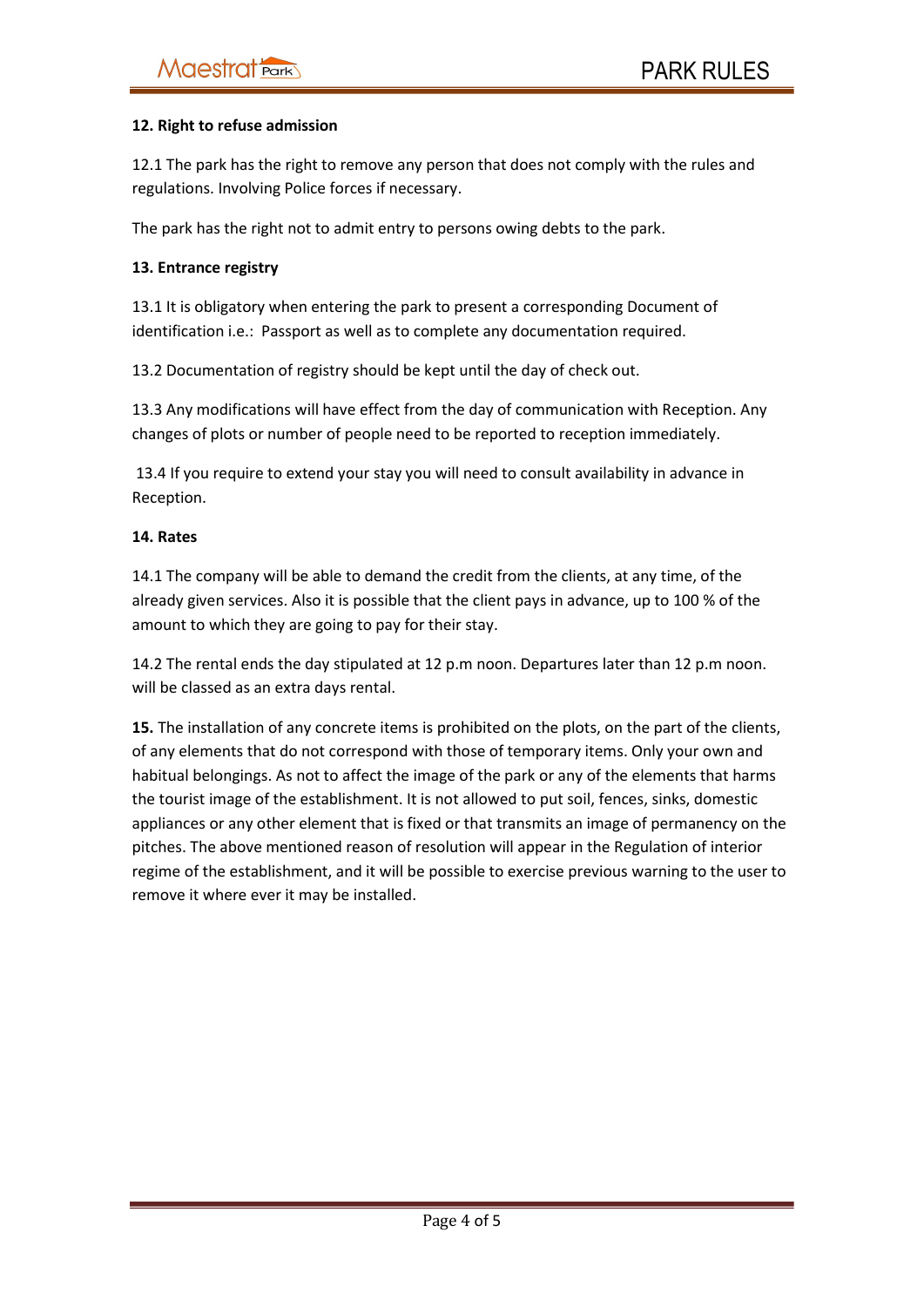**12. Right to refuse admission**

12.1 The park has the right to remove any person that does not comply with the rules and regulations. Involving Police forces if necessary.

The park has the right not to admit entry to persons owing debts to the park.

**13. Entrance registry**

13.1 It is obligatory when entering the park to present a corresponding Document of identification i.e.: Passport as well as to complete any documentation required.

13.2 Documentation of registry should be kept until the day of check out.

13.3 Any modifications will have effect from the day of communication with Reception. Any changes of plots or number of people need to be reported to reception immediately.

13.4 If you require to extend your stay you will need to consult availability in advance in Reception.

**14. Rates**

14.1 The company will be able to demand the credit from the clients, at any time, of the already given services. Also it is possible that the client pays in advance, up to 100 % of the amount to which they are going to pay for their stay.

14.2 The rental ends the day stipulated at 12 p.m noon. Departures later than 12 p.m noon. will be classed as an extra days rental.

**15.** The installation of any concrete items is prohibited on the plots, on the part of the clients, of any elements that do not correspond with those of temporary items. Only your own and habitual belongings. As not to affect the image of the park or any of the elements that harms the tourist image of the establishment. It is not allowed to put soil, fences, sinks, domestic appliances or any other element that is fixed or that transmits an image of permanency on the pitches. The above mentioned reason of resolution will appear in the Regulation of interior regime of the establishment, and it will be possible to exercise previous warning to the user to remove it where ever it may be installed.